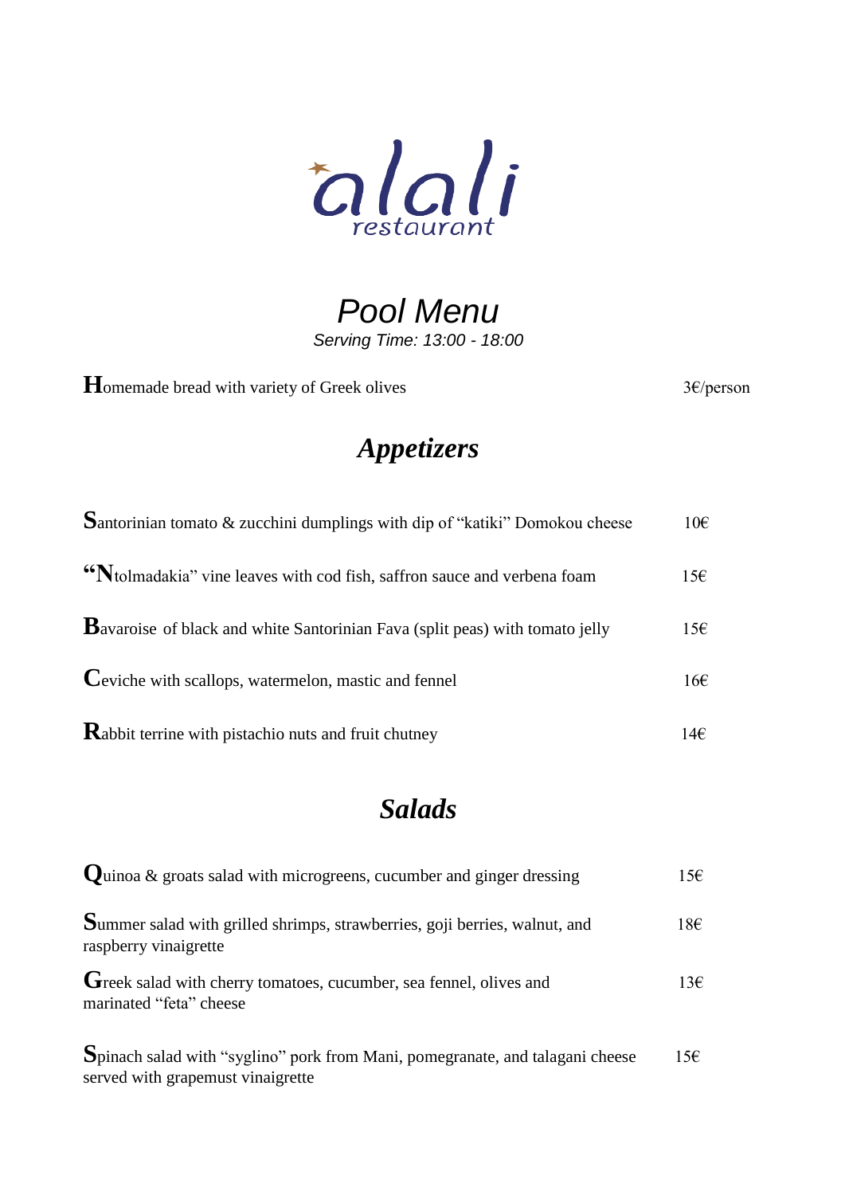alali restaurant

# Pool Menu

*Serving Time: 13:00 - 18:00*

Homemade bread with variety of Greek olives — 3€/person

## *Appetizers*

| | |
|---|---|
| Santorinian tomato & zucchini dumplings with dip of "katiki" Domokou cheese | 10€ |
| "Ntolmadakia" vine leaves with cod fish, saffron sauce and verbena foam | 15€ |
| Bavaroise of black and white Santorinian Fava (split peas) with tomato jelly | 15€ |
| Ceviche with scallops, watermelon, mastic and fennel | 16€ |
| Rabbit terrine with pistachio nuts and fruit chutney | 14€ |

## *Salads*

| | |
|---|---|
| Quinoa & groats salad with microgreens, cucumber and ginger dressing | 15€ |
| Summer salad with grilled shrimps, strawberries, goji berries, walnut, and raspberry vinaigrette | 18€ |
| Greek salad with cherry tomatoes, cucumber, sea fennel, olives and marinated "feta" cheese | 13€ |
| Spinach salad with "syglino" pork from Mani, pomegranate, and talagani cheese served with grapemust vinaigrette | 15€ |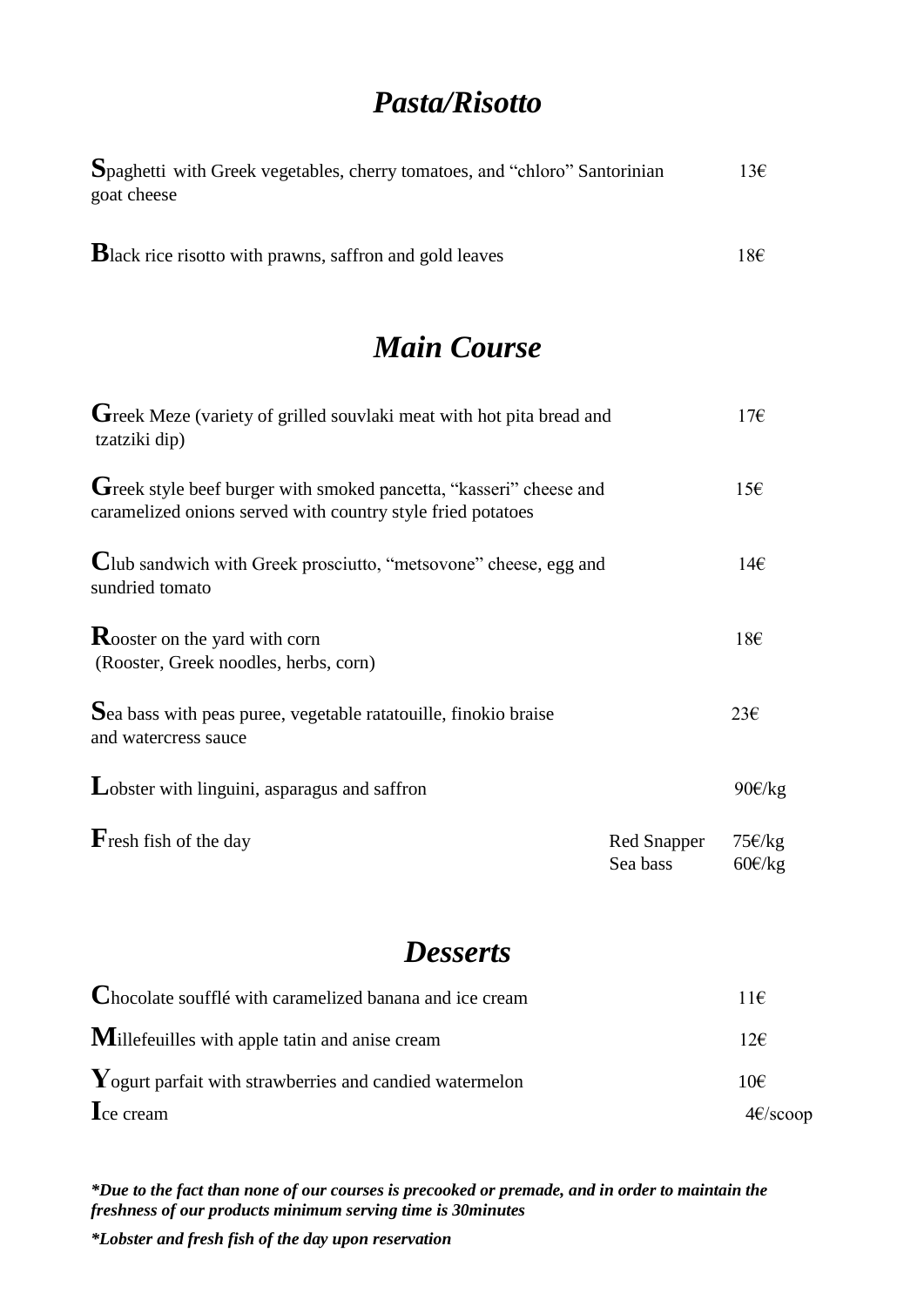## *Pasta/Risotto*

| | |
|---|---|
| **S**paghetti with Greek vegetables, cherry tomatoes, and "chloro" Santorinian goat cheese | 13€ |
| **B**lack rice risotto with prawns, saffron and gold leaves | 18€ |

## *Main Course*

| | | |
|---|---|---|
| **G**reek Meze (variety of grilled souvlaki meat with hot pita bread and tzatziki dip) | | 17€ |
| **G**reek style beef burger with smoked pancetta, "kasseri" cheese and caramelized onions served with country style fried potatoes | | 15€ |
| **C**lub sandwich with Greek prosciutto, "metsovone" cheese, egg and sundried tomato | | 14€ |
| **R**ooster on the yard with corn (Rooster, Greek noodles, herbs, corn) | | 18€ |
| **S**ea bass with peas puree, vegetable ratatouille, finokio braise and watercress sauce | | 23€ |
| **L**obster with linguini, asparagus and saffron | | 90€/kg |
| **F**resh fish of the day | Red Snapper | 75€/kg |
| | Sea bass | 60€/kg |

## *Desserts*

| | |
|---|---|
| **C**hocolate soufflé with caramelized banana and ice cream | 11€ |
| **M**illefeuilles with apple tatin and anise cream | 12€ |
| **Y**ogurt parfait with strawberries and candied watermelon | 10€ |
| **I**ce cream | 4€/scoop |

***Due to the fact than none of our courses is precooked or premade, and in order to maintain the freshness of our products minimum serving time is 30minutes***

***Lobster and fresh fish of the day upon reservation***